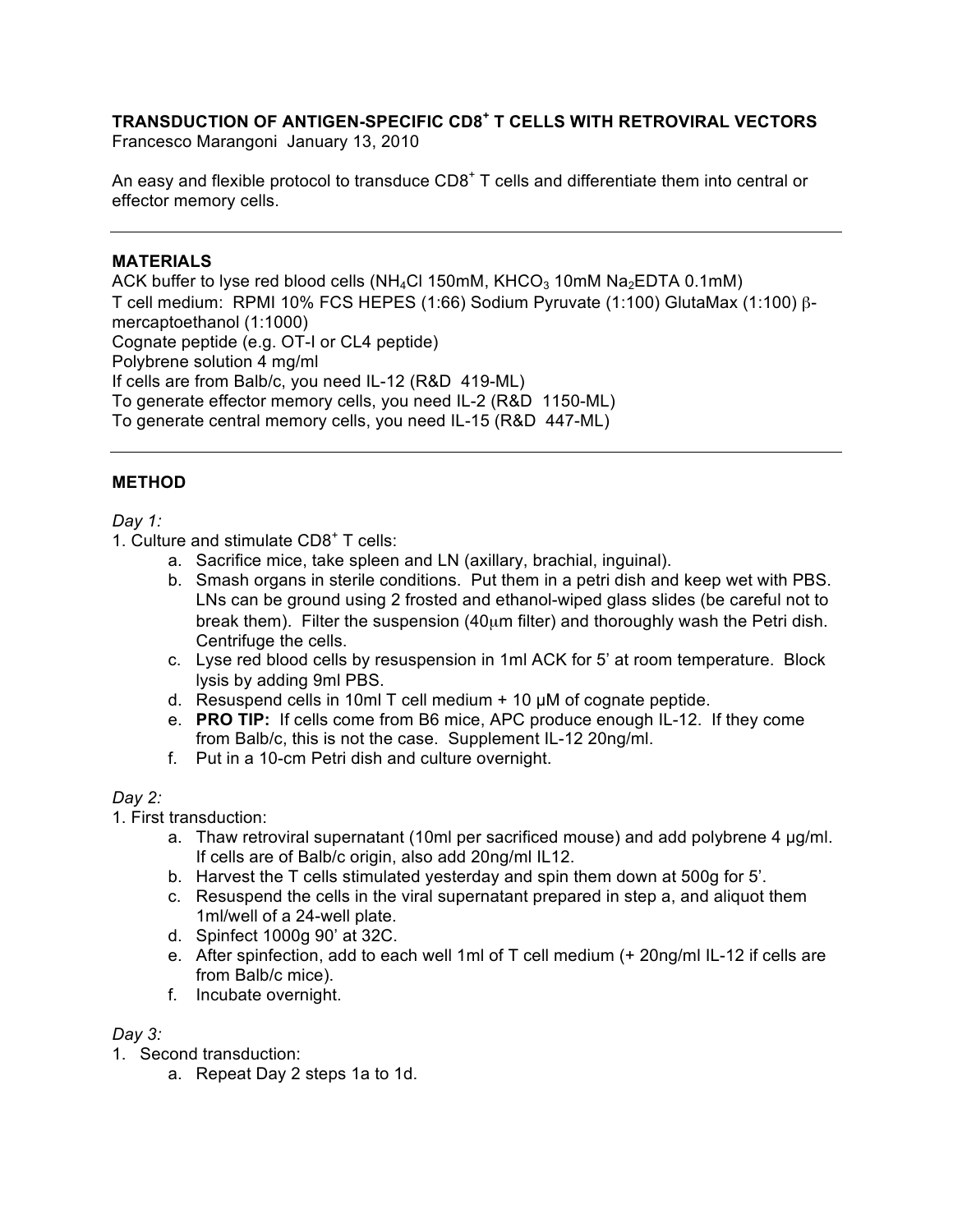# TRANSDUCTION OF ANTIGEN-SPECIFIC $CD8^+$ T CELLS WITH RETROVIRAL VECTORS

Francesco Marangoni January 13, 2010

An easy and flexible protocol to transduce $CD8^+$ T cells and differentiate them into central or effector memory cells.

---

## MATERIALS

ACK buffer to lyse red blood cells ($NH_4Cl$ 150mM, $KHCO_3$ 10mM $Na_2EDTA$ 0.1mM)
T cell medium: RPMI 10% FCS HEPES (1:66) Sodium Pyruvate (1:100) GlutaMax (1:100) β-mercaptoethanol (1:1000)
Cognate peptide (e.g. OT-I or CL4 peptide)
Polybrene solution 4 mg/ml
If cells are from Balb/c, you need IL-12 (R&D 419-ML)
To generate effector memory cells, you need IL-2 (R&D 1150-ML)
To generate central memory cells, you need IL-15 (R&D 447-ML)

---

## METHOD

*Day 1:*

1. Culture and stimulate $CD8^+$ T cells:
   a. Sacrifice mice, take spleen and LN (axillary, brachial, inguinal).
   b. Smash organs in sterile conditions. Put them in a petri dish and keep wet with PBS. LNs can be ground using 2 frosted and ethanol-wiped glass slides (be careful not to break them). Filter the suspension (40μm filter) and thoroughly wash the Petri dish. Centrifuge the cells.
   c. Lyse red blood cells by resuspension in 1ml ACK for 5' at room temperature. Block lysis by adding 9ml PBS.
   d. Resuspend cells in 10ml T cell medium + 10 µM of cognate peptide.
   e. **PRO TIP:** If cells come from B6 mice, APC produce enough IL-12. If they come from Balb/c, this is not the case. Supplement IL-12 20ng/ml.
   f. Put in a 10-cm Petri dish and culture overnight.

*Day 2:*

1. First transduction:
   a. Thaw retroviral supernatant (10ml per sacrificed mouse) and add polybrene 4 µg/ml. If cells are of Balb/c origin, also add 20ng/ml IL12.
   b. Harvest the T cells stimulated yesterday and spin them down at 500g for 5'.
   c. Resuspend the cells in the viral supernatant prepared in step a, and aliquot them 1ml/well of a 24-well plate.
   d. Spinfect 1000g 90' at 32C.
   e. After spinfection, add to each well 1ml of T cell medium (+ 20ng/ml IL-12 if cells are from Balb/c mice).
   f. Incubate overnight.

*Day 3:*

1. Second transduction:
   a. Repeat Day 2 steps 1a to 1d.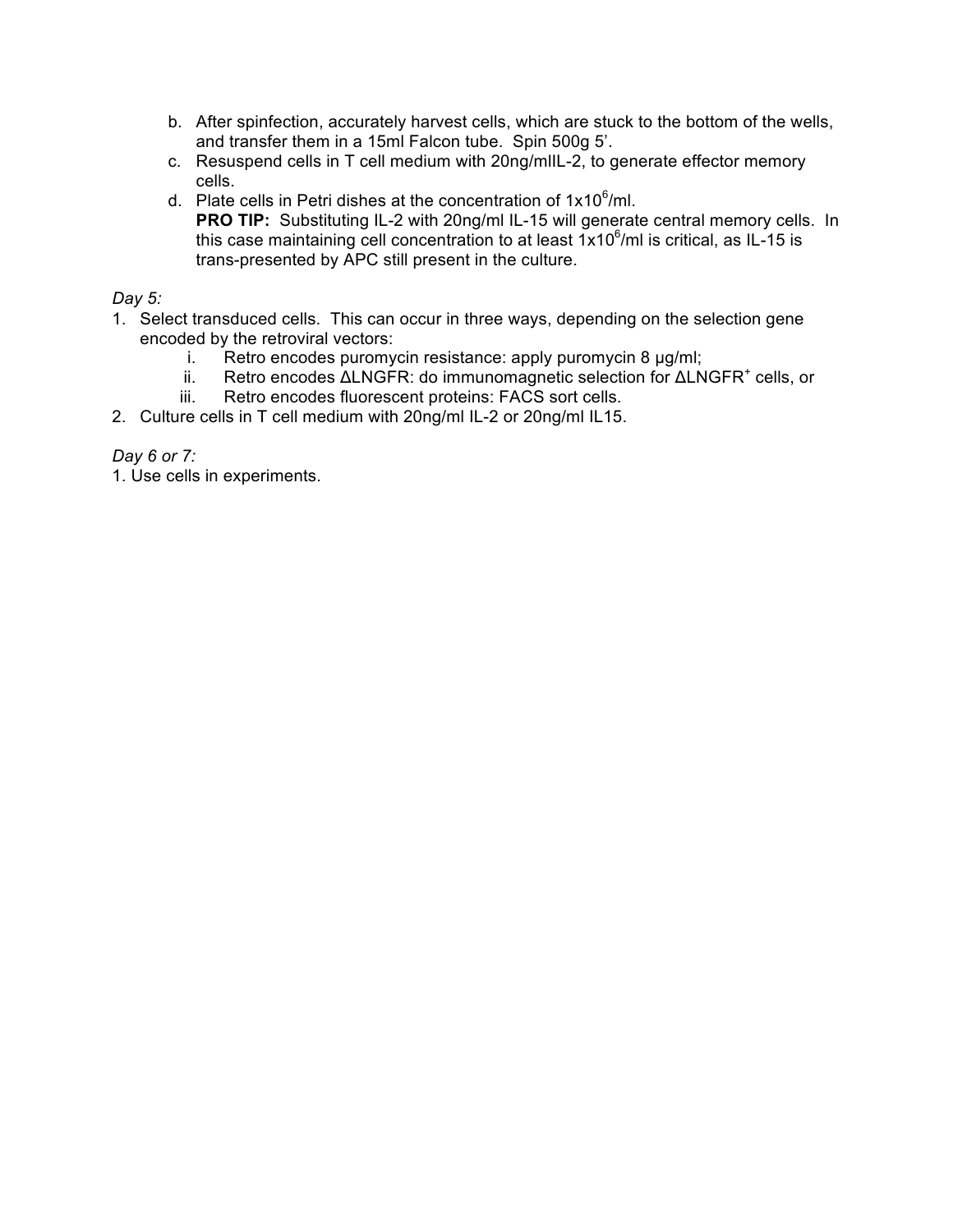b. After spinfection, accurately harvest cells, which are stuck to the bottom of the wells, and transfer them in a 15ml Falcon tube. Spin 500g 5'.
c. Resuspend cells in T cell medium with 20ng/mlIL-2, to generate effector memory cells.
d. Plate cells in Petri dishes at the concentration of $1x10^6$/ml.
   **PRO TIP:** Substituting IL-2 with 20ng/ml IL-15 will generate central memory cells. In this case maintaining cell concentration to at least $1x10^6$/ml is critical, as IL-15 is trans-presented by APC still present in the culture.

*Day 5:*

1. Select transduced cells. This can occur in three ways, depending on the selection gene encoded by the retroviral vectors:
   i. Retro encodes puromycin resistance: apply puromycin 8 μg/ml;
   ii. Retro encodes ΔLNGFR: do immunomagnetic selection for $ΔLNGFR^+$ cells, or
   iii. Retro encodes fluorescent proteins: FACS sort cells.
2. Culture cells in T cell medium with 20ng/ml IL-2 or 20ng/ml IL15.

*Day 6 or 7:*

1. Use cells in experiments.